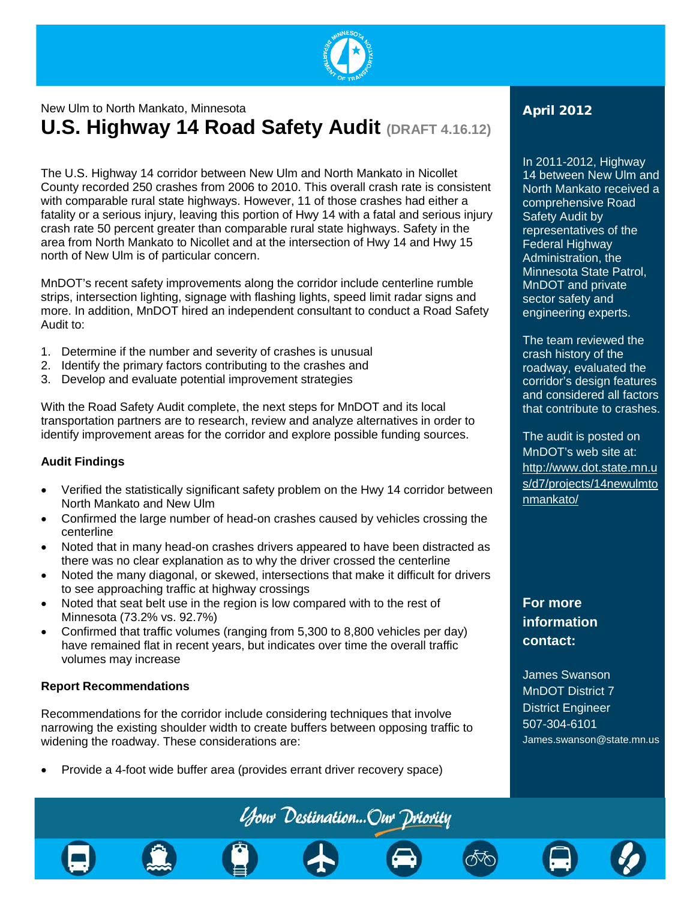New Ulm to North Mankato, Minnesota

# U.S. Highway 14 Road Safety Audit (DRAFT 4.16.12)

**April 2012**

The U.S. Highway 14 corridor between New Ulm and North Mankato in Nicollet County recorded 250 crashes from 2006 to 2010. This overall crash rate is consistent with comparable rural state highways. However, 11 of those crashes had either a fatality or a serious injury, leaving this portion of Hwy 14 with a fatal and serious injury crash rate 50 percent greater than comparable rural state highways. Safety in the area from North Mankato to Nicollet and at the intersection of Hwy 14 and Hwy 15 north of New Ulm is of particular concern.

MnDOT's recent safety improvements along the corridor include centerline rumble strips, intersection lighting, signage with flashing lights, speed limit radar signs and more. In addition, MnDOT hired an independent consultant to conduct a Road Safety Audit to:

1. Determine if the number and severity of crashes is unusual
2. Identify the primary factors contributing to the crashes and
3. Develop and evaluate potential improvement strategies

With the Road Safety Audit complete, the next steps for MnDOT and its local transportation partners are to research, review and analyze alternatives in order to identify improvement areas for the corridor and explore possible funding sources.

**Audit Findings**

- Verified the statistically significant safety problem on the Hwy 14 corridor between North Mankato and New Ulm
- Confirmed the large number of head-on crashes caused by vehicles crossing the centerline
- Noted that in many head-on crashes drivers appeared to have been distracted as there was no clear explanation as to why the driver crossed the centerline
- Noted the many diagonal, or skewed, intersections that make it difficult for drivers to see approaching traffic at highway crossings
- Noted that seat belt use in the region is low compared with to the rest of Minnesota (73.2% vs. 92.7%)
- Confirmed that traffic volumes (ranging from 5,300 to 8,800 vehicles per day) have remained flat in recent years, but indicates over time the overall traffic volumes may increase

**Report Recommendations**

Recommendations for the corridor include considering techniques that involve narrowing the existing shoulder width to create buffers between opposing traffic to widening the roadway. These considerations are:

- Provide a 4-foot wide buffer area (provides errant driver recovery space)

In 2011-2012, Highway 14 between New Ulm and North Mankato received a comprehensive Road Safety Audit by representatives of the Federal Highway Administration, the Minnesota State Patrol, MnDOT and private sector safety and engineering experts.

The team reviewed the crash history of the roadway, evaluated the corridor's design features and considered all factors that contribute to crashes.

The audit is posted on MnDOT's web site at: http://www.dot.state.mn.us/d7/projects/14newulmtonmankato/

**For more information contact:**

James Swanson
MnDOT District 7
District Engineer
507-304-6101
James.swanson@state.mn.us

*Your Destination...Our Priority*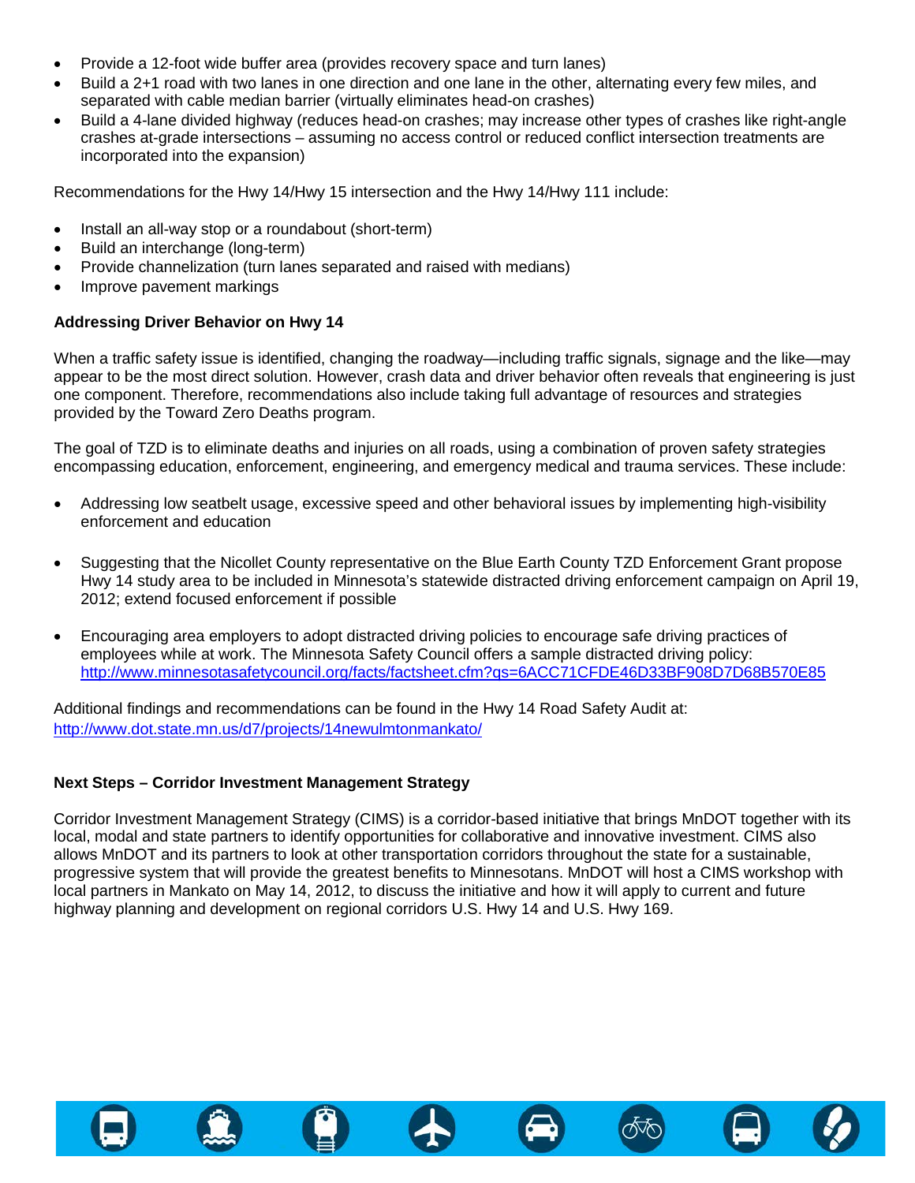- Provide a 12-foot wide buffer area (provides recovery space and turn lanes)
- Build a 2+1 road with two lanes in one direction and one lane in the other, alternating every few miles, and separated with cable median barrier (virtually eliminates head-on crashes)
- Build a 4-lane divided highway (reduces head-on crashes; may increase other types of crashes like right-angle crashes at-grade intersections – assuming no access control or reduced conflict intersection treatments are incorporated into the expansion)

Recommendations for the Hwy 14/Hwy 15 intersection and the Hwy 14/Hwy 111 include:

- Install an all-way stop or a roundabout (short-term)
- Build an interchange (long-term)
- Provide channelization (turn lanes separated and raised with medians)
- Improve pavement markings

**Addressing Driver Behavior on Hwy 14**

When a traffic safety issue is identified, changing the roadway—including traffic signals, signage and the like—may appear to be the most direct solution. However, crash data and driver behavior often reveals that engineering is just one component. Therefore, recommendations also include taking full advantage of resources and strategies provided by the Toward Zero Deaths program.

The goal of TZD is to eliminate deaths and injuries on all roads, using a combination of proven safety strategies encompassing education, enforcement, engineering, and emergency medical and trauma services. These include:

- Addressing low seatbelt usage, excessive speed and other behavioral issues by implementing high-visibility enforcement and education

- Suggesting that the Nicollet County representative on the Blue Earth County TZD Enforcement Grant propose Hwy 14 study area to be included in Minnesota's statewide distracted driving enforcement campaign on April 19, 2012; extend focused enforcement if possible

- Encouraging area employers to adopt distracted driving policies to encourage safe driving practices of employees while at work. The Minnesota Safety Council offers a sample distracted driving policy: http://www.minnesotasafetycouncil.org/facts/factsheet.cfm?qs=6ACC71CFDE46D33BF908D7D68B570E85

Additional findings and recommendations can be found in the Hwy 14 Road Safety Audit at: http://www.dot.state.mn.us/d7/projects/14newulmtonmankato/

**Next Steps – Corridor Investment Management Strategy**

Corridor Investment Management Strategy (CIMS) is a corridor-based initiative that brings MnDOT together with its local, modal and state partners to identify opportunities for collaborative and innovative investment. CIMS also allows MnDOT and its partners to look at other transportation corridors throughout the state for a sustainable, progressive system that will provide the greatest benefits to Minnesotans. MnDOT will host a CIMS workshop with local partners in Mankato on May 14, 2012, to discuss the initiative and how it will apply to current and future highway planning and development on regional corridors U.S. Hwy 14 and U.S. Hwy 169.